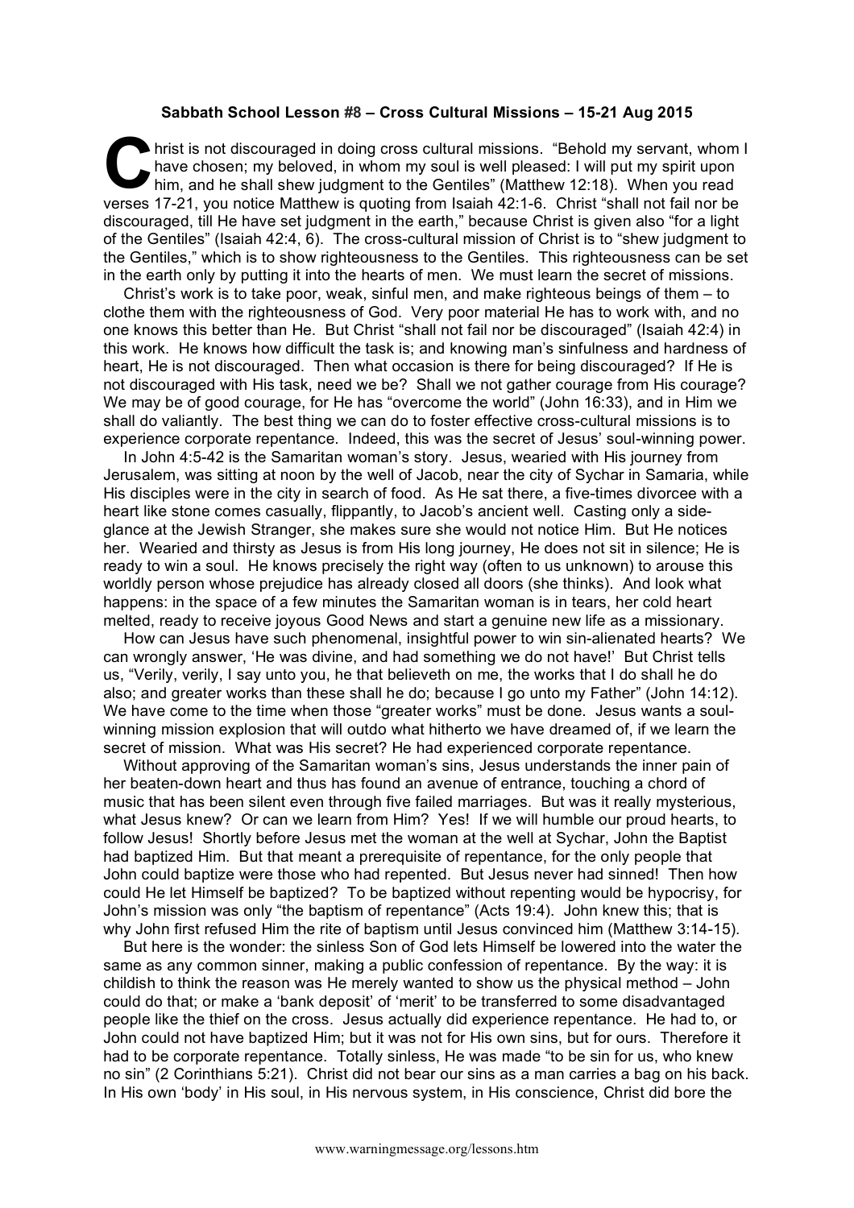**Sabbath School Lesson #8 – Cross Cultural Missions – 15-21 Aug 2015**

Christ is not discouraged in doing cross cultural missions. "Behold my servant, whom I have chosen; my beloved, in whom my soul is well pleased: I will put my spirit upon him, and he shall shew judgment to the Gentiles" (Matthew 12:18). When you read verses 17-21, you notice Matthew is quoting from Isaiah 42:1-6. Christ "shall not fail nor be discouraged, till He have set judgment in the earth," because Christ is given also "for a light of the Gentiles" (Isaiah 42:4, 6). The cross-cultural mission of Christ is to "shew judgment to the Gentiles," which is to show righteousness to the Gentiles. This righteousness can be set in the earth only by putting it into the hearts of men. We must learn the secret of missions.

Christ's work is to take poor, weak, sinful men, and make righteous beings of them – to clothe them with the righteousness of God. Very poor material He has to work with, and no one knows this better than He. But Christ "shall not fail nor be discouraged" (Isaiah 42:4) in this work. He knows how difficult the task is; and knowing man's sinfulness and hardness of heart, He is not discouraged. Then what occasion is there for being discouraged? If He is not discouraged with His task, need we be? Shall we not gather courage from His courage? We may be of good courage, for He has "overcome the world" (John 16:33), and in Him we shall do valiantly. The best thing we can do to foster effective cross-cultural missions is to experience corporate repentance. Indeed, this was the secret of Jesus' soul-winning power.

In John 4:5-42 is the Samaritan woman's story. Jesus, wearied with His journey from Jerusalem, was sitting at noon by the well of Jacob, near the city of Sychar in Samaria, while His disciples were in the city in search of food. As He sat there, a five-times divorcee with a heart like stone comes casually, flippantly, to Jacob's ancient well. Casting only a side-glance at the Jewish Stranger, she makes sure she would not notice Him. But He notices her. Weared and thirsty as Jesus is from His long journey, He does not sit in silence; He is ready to win a soul. He knows precisely the right way (often to us unknown) to arouse this worldly person whose prejudice has already closed all doors (she thinks). And look what happens: in the space of a few minutes the Samaritan woman is in tears, her cold heart melted, ready to receive joyous Good News and start a genuine new life as a missionary.

How can Jesus have such phenomenal, insightful power to win sin-alienated hearts? We can wrongly answer, 'He was divine, and had something we do not have!' But Christ tells us, "Verily, verily, I say unto you, he that believeth on me, the works that I do shall he do also; and greater works than these shall he do; because I go unto my Father" (John 14:12). We have come to the time when those "greater works" must be done. Jesus wants a soul-winning mission explosion that will outdo what hitherto we have dreamed of, if we learn the secret of mission. What was His secret? He had experienced corporate repentance.

Without approving of the Samaritan woman's sins, Jesus understands the inner pain of her beaten-down heart and thus has found an avenue of entrance, touching a chord of music that has been silent even through five failed marriages. But was it really mysterious, what Jesus knew? Or can we learn from Him? Yes! If we will humble our proud hearts, to follow Jesus! Shortly before Jesus met the woman at the well at Sychar, John the Baptist had baptized Him. But that meant a prerequisite of repentance, for the only people that John could baptize were those who had repented. But Jesus never had sinned! Then how could He let Himself be baptized? To be baptized without repenting would be hypocrisy, for John's mission was only "the baptism of repentance" (Acts 19:4). John knew this; that is why John first refused Him the rite of baptism until Jesus convinced him (Matthew 3:14-15).

But here is the wonder: the sinless Son of God lets Himself be lowered into the water the same as any common sinner, making a public confession of repentance. By the way: it is childish to think the reason was He merely wanted to show us the physical method – John could do that; or make a 'bank deposit' of 'merit' to be transferred to some disadvantaged people like the thief on the cross. Jesus actually did experience repentance. He had to, or John could not have baptized Him; but it was not for His own sins, but for ours. Therefore it had to be corporate repentance. Totally sinless, He was made "to be sin for us, who knew no sin" (2 Corinthians 5:21). Christ did not bear our sins as a man carries a bag on his back. In His own 'body' in His soul, in His nervous system, in His conscience, Christ did bore the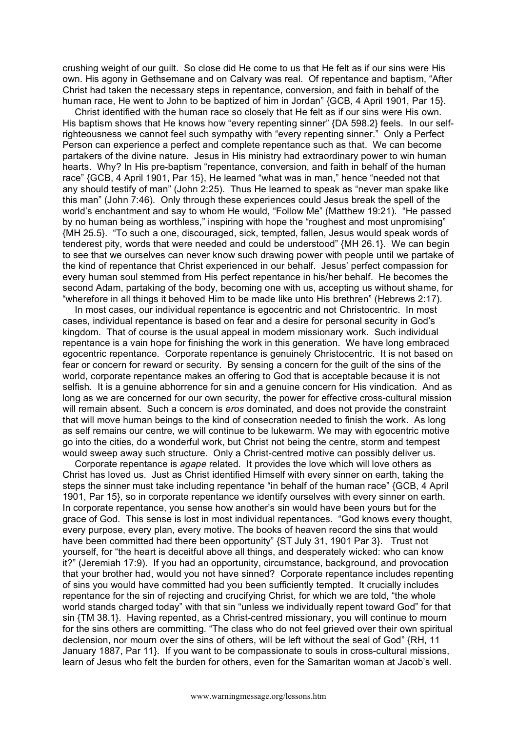crushing weight of our guilt. So close did He come to us that He felt as if our sins were His own. His agony in Gethsemane and on Calvary was real. Of repentance and baptism, "After Christ had taken the necessary steps in repentance, conversion, and faith in behalf of the human race, He went to John to be baptized of him in Jordan" {GCB, 4 April 1901, Par 15}.

Christ identified with the human race so closely that He felt as if our sins were His own. His baptism shows that He knows how "every repenting sinner" {DA 598.2} feels. In our self-righteousness we cannot feel such sympathy with "every repenting sinner." Only a Perfect Person can experience a perfect and complete repentance such as that. We can become partakers of the divine nature. Jesus in His ministry had extraordinary power to win human hearts. Why? In His pre-baptism "repentance, conversion, and faith in behalf of the human race" {GCB, 4 April 1901, Par 15}, He learned "what was in man," hence "needed not that any should testify of man" (John 2:25). Thus He learned to speak as "never man spake like this man" (John 7:46). Only through these experiences could Jesus break the spell of the world's enchantment and say to whom He would, "Follow Me" (Matthew 19:21). "He passed by no human being as worthless," inspiring with hope the "roughest and most unpromising" {MH 25.5}. "To such a one, discouraged, sick, tempted, fallen, Jesus would speak words of tenderest pity, words that were needed and could be understood" {MH 26.1}. We can begin to see that we ourselves can never know such drawing power with people until we partake of the kind of repentance that Christ experienced in our behalf. Jesus' perfect compassion for every human soul stemmed from His perfect repentance in his/her behalf. He becomes the second Adam, partaking of the body, becoming one with us, accepting us without shame, for "wherefore in all things it behoved Him to be made like unto His brethren" (Hebrews 2:17).

In most cases, our individual repentance is egocentric and not Christocentric. In most cases, individual repentance is based on fear and a desire for personal security in God's kingdom. That of course is the usual appeal in modern missionary work. Such individual repentance is a vain hope for finishing the work in this generation. We have long embraced egocentric repentance. Corporate repentance is genuinely Christocentric. It is not based on fear or concern for reward or security. By sensing a concern for the guilt of the sins of the world, corporate repentance makes an offering to God that is acceptable because it is not selfish. It is a genuine abhorrence for sin and a genuine concern for His vindication. And as long as we are concerned for our own security, the power for effective cross-cultural mission will remain absent. Such a concern is *eros* dominated, and does not provide the constraint that will move human beings to the kind of consecration needed to finish the work. As long as self remains our centre, we will continue to be lukewarm. We may with egocentric motive go into the cities, do a wonderful work, but Christ not being the centre, storm and tempest would sweep away such structure. Only a Christ-centred motive can possibly deliver us.

Corporate repentance is *agape* related. It provides the love which will love others as Christ has loved us. Just as Christ identified Himself with every sinner on earth, taking the steps the sinner must take including repentance "in behalf of the human race" {GCB, 4 April 1901, Par 15}, so in corporate repentance we identify ourselves with every sinner on earth. In corporate repentance, you sense how another's sin would have been yours but for the grace of God. This sense is lost in most individual repentances. "God knows every thought, every purpose, every plan, every motive. The books of heaven record the sins that would have been committed had there been opportunity" {ST July 31, 1901 Par 3}. Trust not yourself, for "the heart is deceitful above all things, and desperately wicked: who can know it?" (Jeremiah 17:9). If you had an opportunity, circumstance, background, and provocation that your brother had, would you not have sinned? Corporate repentance includes repenting of sins you would have committed had you been sufficiently tempted. It crucially includes repentance for the sin of rejecting and crucifying Christ, for which we are told, "the whole world stands charged today" with that sin "unless we individually repent toward God" for that sin {TM 38.1}. Having repented, as a Christ-centred missionary, you will continue to mourn for the sins others are committing. "The class who do not feel grieved over their own spiritual declension, nor mourn over the sins of others, will be left without the seal of God" {RH, 11 January 1887, Par 11}. If you want to be compassionate to souls in cross-cultural missions, learn of Jesus who felt the burden for others, even for the Samaritan woman at Jacob's well.